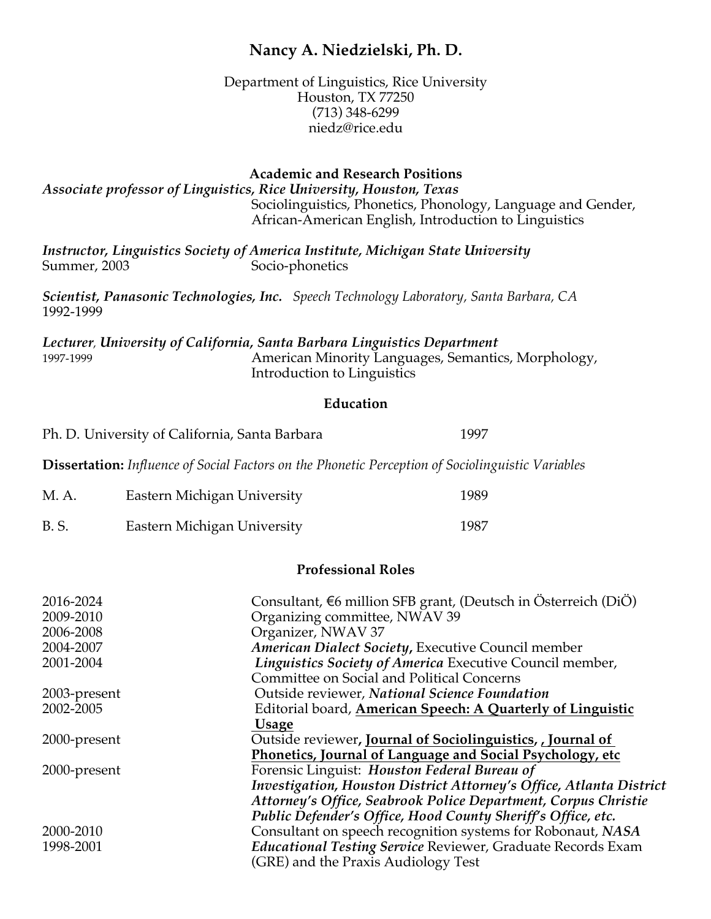# Nancy A. Niedzielski, Ph. D.

Department of Linguistics, Rice University
Houston, TX 77250
(713) 348-6299
niedz@rice.edu

## Academic and Research Positions

***Associate professor of Linguistics, Rice University, Houston, Texas***
Sociolinguistics, Phonetics, Phonology, Language and Gender, African-American English, Introduction to Linguistics

***Instructor, Linguistics Society of America Institute, Michigan State University***
Summer, 2003 — Socio-phonetics

***Scientist, Panasonic Technologies, Inc.*** *Speech Technology Laboratory, Santa Barbara, CA*
1992-1999

*Lecturer*, ***University of California, Santa Barbara Linguistics Department***
1997-1999 — American Minority Languages, Semantics, Morphology, Introduction to Linguistics

## Education

| | | |
|---|---|---|
| Ph. D. | University of California, Santa Barbara | 1997 |

**Dissertation:** *Influence of Social Factors on the Phonetic Perception of Sociolinguistic Variables*

| | | |
|---|---|---|
| M. A. | Eastern Michigan University | 1989 |
| B. S. | Eastern Michigan University | 1987 |

## Professional Roles

| | |
|---|---|
| 2016-2024 | Consultant, €6 million SFB grant, (Deutsch in Österreich (DiÖ) |
| 2009-2010 | Organizing committee, NWAV 39 |
| 2006-2008 | Organizer, NWAV 37 |
| 2004-2007 | ***American Dialect Society***, Executive Council member |
| 2001-2004 | ***Linguistics Society of America*** Executive Council member, Committee on Social and Political Concerns |
| 2003-present | Outside reviewer, ***National Science Foundation*** |
| 2002-2005 | Editorial board, **American Speech: A Quarterly of Linguistic Usage** |
| 2000-present | Outside reviewer**, Journal of Sociolinguistics, , Journal of Phonetics, Journal of Language and Social Psychology, etc** |
| 2000-present | Forensic Linguist: ***Houston Federal Bureau of Investigation, Houston District Attorney's Office, Atlanta District Attorney's Office, Seabrook Police Department, Corpus Christie Public Defender's Office, Hood County Sheriff's Office, etc.*** |
| 2000-2010 | Consultant on speech recognition systems for Robonaut, ***NASA*** |
| 1998-2001 | ***Educational Testing Service*** Reviewer, Graduate Records Exam (GRE) and the Praxis Audiology Test |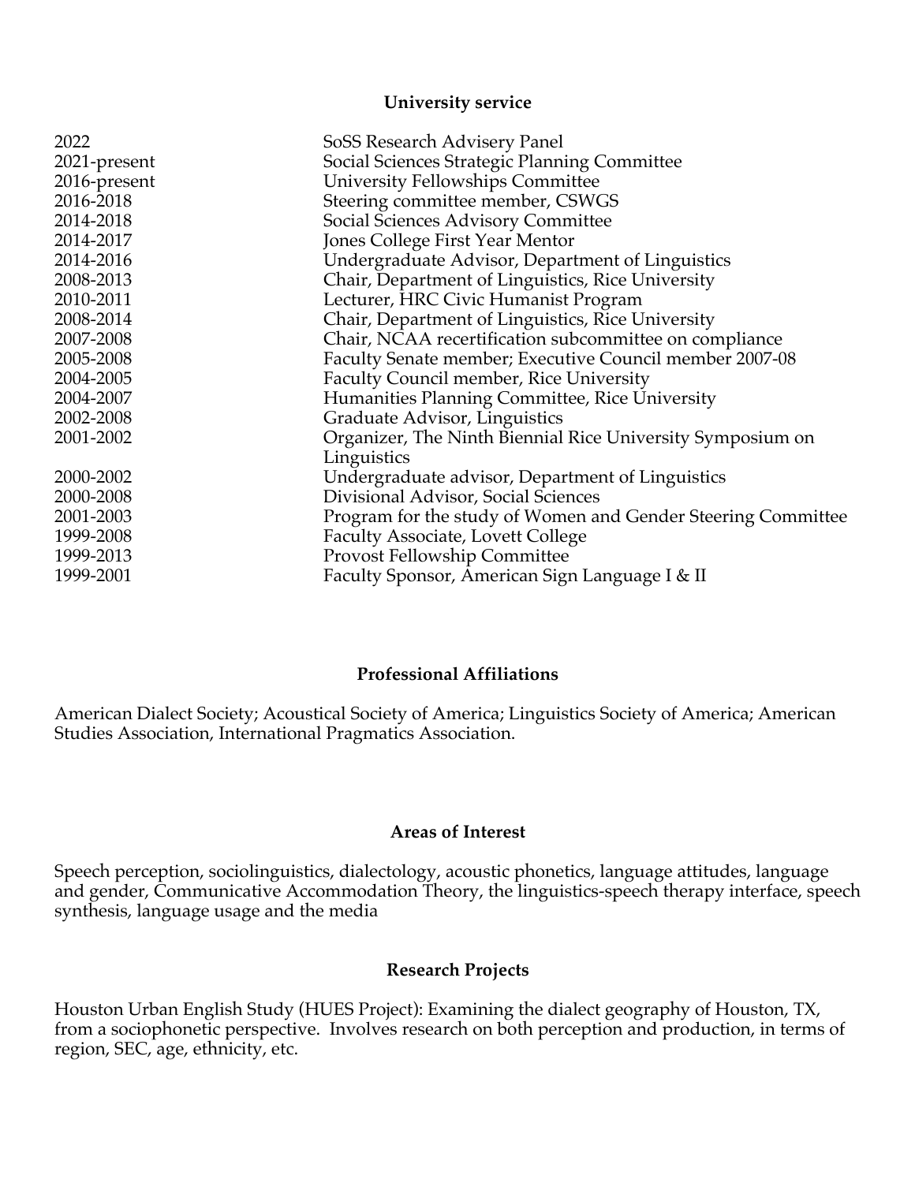## University service

| | |
|---|---|
| 2022 | SoSS Research Advisery Panel |
| 2021-present | Social Sciences Strategic Planning Committee |
| 2016-present | University Fellowships Committee |
| 2016-2018 | Steering committee member, CSWGS |
| 2014-2018 | Social Sciences Advisory Committee |
| 2014-2017 | Jones College First Year Mentor |
| 2014-2016 | Undergraduate Advisor, Department of Linguistics |
| 2008-2013 | Chair, Department of Linguistics, Rice University |
| 2010-2011 | Lecturer, HRC Civic Humanist Program |
| 2008-2014 | Chair, Department of Linguistics, Rice University |
| 2007-2008 | Chair, NCAA recertification subcommittee on compliance |
| 2005-2008 | Faculty Senate member; Executive Council member 2007-08 |
| 2004-2005 | Faculty Council member, Rice University |
| 2004-2007 | Humanities Planning Committee, Rice University |
| 2002-2008 | Graduate Advisor, Linguistics |
| 2001-2002 | Organizer, The Ninth Biennial Rice University Symposium on Linguistics |
| 2000-2002 | Undergraduate advisor, Department of Linguistics |
| 2000-2008 | Divisional Advisor, Social Sciences |
| 2001-2003 | Program for the study of Women and Gender Steering Committee |
| 1999-2008 | Faculty Associate, Lovett College |
| 1999-2013 | Provost Fellowship Committee |
| 1999-2001 | Faculty Sponsor, American Sign Language I & II |

## Professional Affiliations

American Dialect Society; Acoustical Society of America; Linguistics Society of America; American Studies Association, International Pragmatics Association.

## Areas of Interest

Speech perception, sociolinguistics, dialectology, acoustic phonetics, language attitudes, language and gender, Communicative Accommodation Theory, the linguistics-speech therapy interface, speech synthesis, language usage and the media

## Research Projects

Houston Urban English Study (HUES Project): Examining the dialect geography of Houston, TX, from a sociophonetic perspective. Involves research on both perception and production, in terms of region, SEC, age, ethnicity, etc.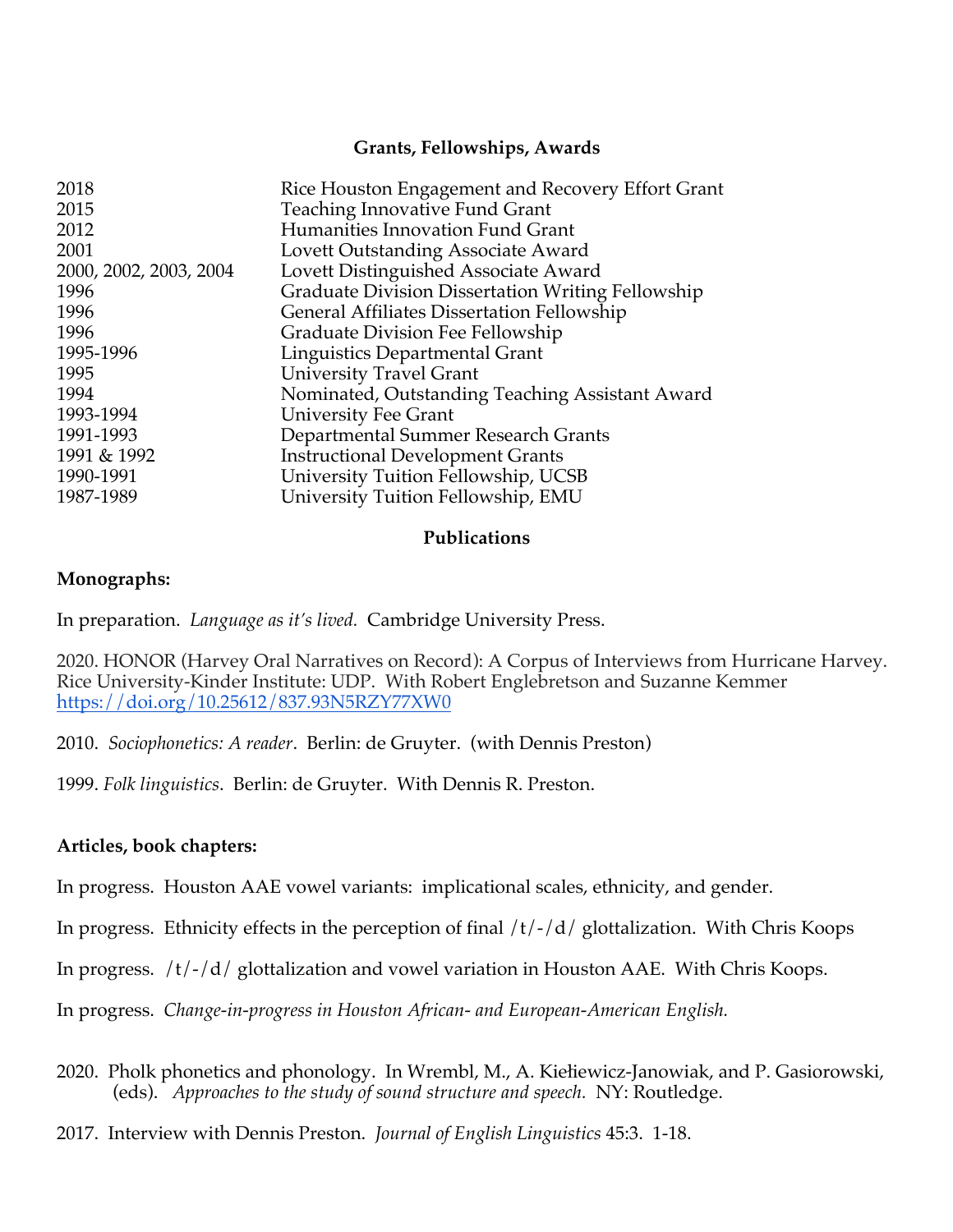## Grants, Fellowships, Awards

| | |
|---|---|
| 2018 | Rice Houston Engagement and Recovery Effort Grant |
| 2015 | Teaching Innovative Fund Grant |
| 2012 | Humanities Innovation Fund Grant |
| 2001 | Lovett Outstanding Associate Award |
| 2000, 2002, 2003, 2004 | Lovett Distinguished Associate Award |
| 1996 | Graduate Division Dissertation Writing Fellowship |
| 1996 | General Affiliates Dissertation Fellowship |
| 1996 | Graduate Division Fee Fellowship |
| 1995-1996 | Linguistics Departmental Grant |
| 1995 | University Travel Grant |
| 1994 | Nominated, Outstanding Teaching Assistant Award |
| 1993-1994 | University Fee Grant |
| 1991-1993 | Departmental Summer Research Grants |
| 1991 & 1992 | Instructional Development Grants |
| 1990-1991 | University Tuition Fellowship, UCSB |
| 1987-1989 | University Tuition Fellowship, EMU |

## Publications

**Monographs:**

In preparation. *Language as it's lived.* Cambridge University Press.

2020. HONOR (Harvey Oral Narratives on Record): A Corpus of Interviews from Hurricane Harvey. Rice University-Kinder Institute: UDP. With Robert Englebretson and Suzanne Kemmer https://doi.org/10.25612/837.93N5RZY77XW0

2010. *Sociophonetics: A reader*. Berlin: de Gruyter. (with Dennis Preston)

1999. *Folk linguistics*. Berlin: de Gruyter. With Dennis R. Preston.

**Articles, book chapters:**

In progress. Houston AAE vowel variants: implicational scales, ethnicity, and gender.

In progress. Ethnicity effects in the perception of final /t/-/d/ glottalization. With Chris Koops

In progress. /t/-/d/ glottalization and vowel variation in Houston AAE. With Chris Koops.

In progress. *Change-in-progress in Houston African- and European-American English.*

2020. Pholk phonetics and phonology. In Wrembl, M., A. Kiełiewicz-Janowiak, and P. Gasiorowski, (eds). *Approaches to the study of sound structure and speech.* NY: Routledge.

2017. Interview with Dennis Preston. *Journal of English Linguistics* 45:3. 1-18.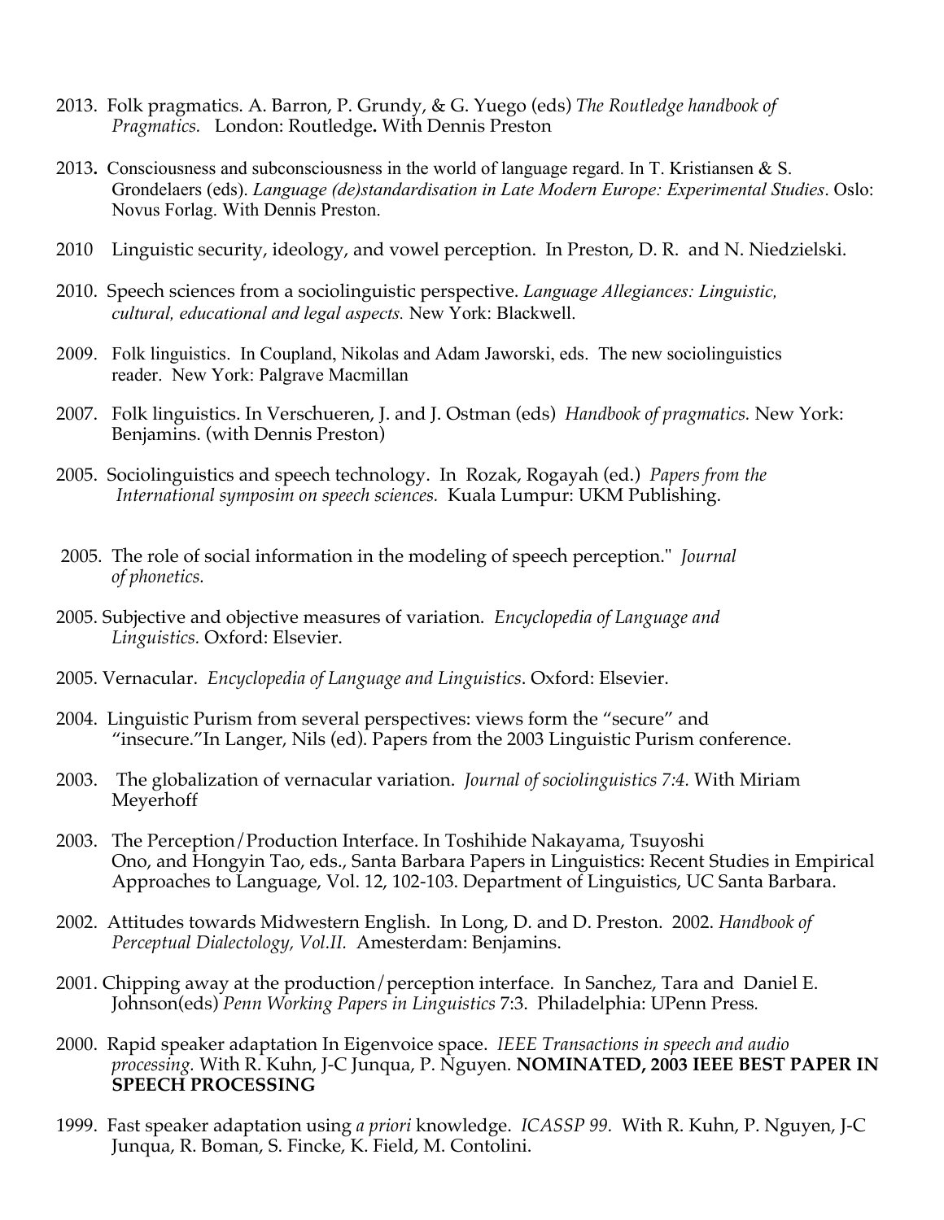2013. Folk pragmatics. A. Barron, P. Grundy, & G. Yuego (eds) *The Routledge handbook of Pragmatics.* London: Routledge**.** With Dennis Preston

2013**.** Consciousness and subconsciousness in the world of language regard. In T. Kristiansen & S. Grondelaers (eds). *Language (de)standardisation in Late Modern Europe: Experimental Studies*. Oslo: Novus Forlag. With Dennis Preston.

2010 Linguistic security, ideology, and vowel perception. In Preston, D. R. and N. Niedzielski.

2010. Speech sciences from a sociolinguistic perspective. *Language Allegiances: Linguistic, cultural, educational and legal aspects.* New York: Blackwell.

2009. Folk linguistics. In Coupland, Nikolas and Adam Jaworski, eds. The new sociolinguistics reader. New York: Palgrave Macmillan

2007. Folk linguistics. In Verschueren, J. and J. Ostman (eds) *Handbook of pragmatics.* New York: Benjamins. (with Dennis Preston)

2005. Sociolinguistics and speech technology. In Rozak, Rogayah (ed.) *Papers from the International symposim on speech sciences.* Kuala Lumpur: UKM Publishing.

2005. The role of social information in the modeling of speech perception." *Journal of phonetics.*

2005. Subjective and objective measures of variation. *Encyclopedia of Language and Linguistics.* Oxford: Elsevier.

2005. Vernacular. *Encyclopedia of Language and Linguistics*. Oxford: Elsevier.

2004. Linguistic Purism from several perspectives: views form the "secure" and "insecure."In Langer, Nils (ed). Papers from the 2003 Linguistic Purism conference.

2003. The globalization of vernacular variation. *Journal of sociolinguistics 7:4.* With Miriam Meyerhoff

2003. The Perception/Production Interface. In Toshihide Nakayama, Tsuyoshi Ono, and Hongyin Tao, eds., Santa Barbara Papers in Linguistics: Recent Studies in Empirical Approaches to Language, Vol. 12, 102-103. Department of Linguistics, UC Santa Barbara.

2002. Attitudes towards Midwestern English. In Long, D. and D. Preston. 2002. *Handbook of Perceptual Dialectology, Vol.II.* Amesterdam: Benjamins.

2001. Chipping away at the production/perception interface. In Sanchez, Tara and Daniel E. Johnson(eds) *Penn Working Papers in Linguistics* 7:3. Philadelphia: UPenn Press.

2000. Rapid speaker adaptation In Eigenvoice space. *IEEE Transactions in speech and audio processing.* With R. Kuhn, J-C Junqua, P. Nguyen. **NOMINATED, 2003 IEEE BEST PAPER IN SPEECH PROCESSING**

1999. Fast speaker adaptation using *a priori* knowledge. *ICASSP 99.* With R. Kuhn, P. Nguyen, J-C Junqua, R. Boman, S. Fincke, K. Field, M. Contolini.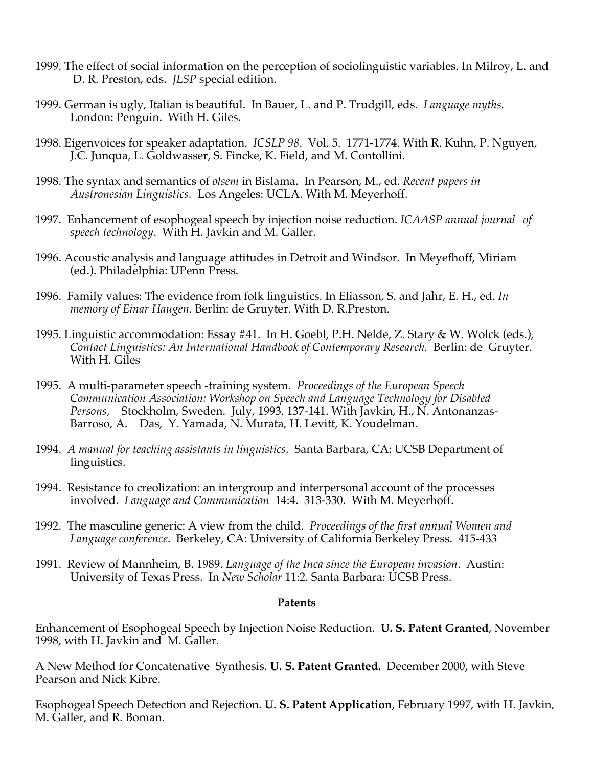1999. The effect of social information on the perception of sociolinguistic variables. In Milroy, L. and D. R. Preston, eds. *JLSP* special edition.

1999. German is ugly, Italian is beautiful. In Bauer, L. and P. Trudgill, eds. *Language myths.* London: Penguin. With H. Giles.

1998. Eigenvoices for speaker adaptation. *ICSLP 98*. Vol. 5. 1771-1774. With R. Kuhn, P. Nguyen, J.C. Junqua, L. Goldwasser, S. Fincke, K. Field, and M. Contollini.

1998. The syntax and semantics of *olsem* in Bislama. In Pearson, M., ed. *Recent papers in Austronesian Linguistics.* Los Angeles: UCLA. With M. Meyerhoff.

1997. Enhancement of esophogeal speech by injection noise reduction. *ICAASP annual journal of speech technology*. With H. Javkin and M. Galler.

1996. Acoustic analysis and language attitudes in Detroit and Windsor. In Meyefhoff, Miriam (ed.). Philadelphia: UPenn Press.

1996. Family values: The evidence from folk linguistics. In Eliasson, S. and Jahr, E. H., ed. *In memory of Einar Haugen*. Berlin: de Gruyter. With D. R.Preston.

1995. Linguistic accommodation: Essay #41. In H. Goebl, P.H. Nelde, Z. Stary & W. Wolck (eds.), *Contact Linguistics: An International Handbook of Contemporary Research.* Berlin: de Gruyter. With H. Giles

1995. A multi-parameter speech -training system. *Proceedings of the European Speech Communication Association: Workshop on Speech and Language Technology for Disabled Persons,* Stockholm, Sweden. July, 1993. 137-141. With Javkin, H., N. Antonanzas-Barroso, A. Das, Y. Yamada, N. Murata, H. Levitt, K. Youdelman.

1994. *A manual for teaching assistants in linguistics*. Santa Barbara, CA: UCSB Department of linguistics.

1994. Resistance to creolization: an intergroup and interpersonal account of the processes involved. *Language and Communication* 14:4. 313-330. With M. Meyerhoff.

1992. The masculine generic: A view from the child. *Proceedings of the first annual Women and Language conference*. Berkeley, CA: University of California Berkeley Press. 415-433

1991. Review of Mannheim, B. 1989. *Language of the Inca since the European invasion*. Austin: University of Texas Press. In *New Scholar* 11:2. Santa Barbara: UCSB Press.

**Patents**

Enhancement of Esophogeal Speech by Injection Noise Reduction. **U. S. Patent Granted**, November 1998, with H. Javkin and M. Galler.

A New Method for Concatenative Synthesis. **U. S. Patent Granted.** December 2000, with Steve Pearson and Nick Kibre.

Esophogeal Speech Detection and Rejection. **U. S. Patent Application**, February 1997, with H. Javkin, M. Galler, and R. Boman.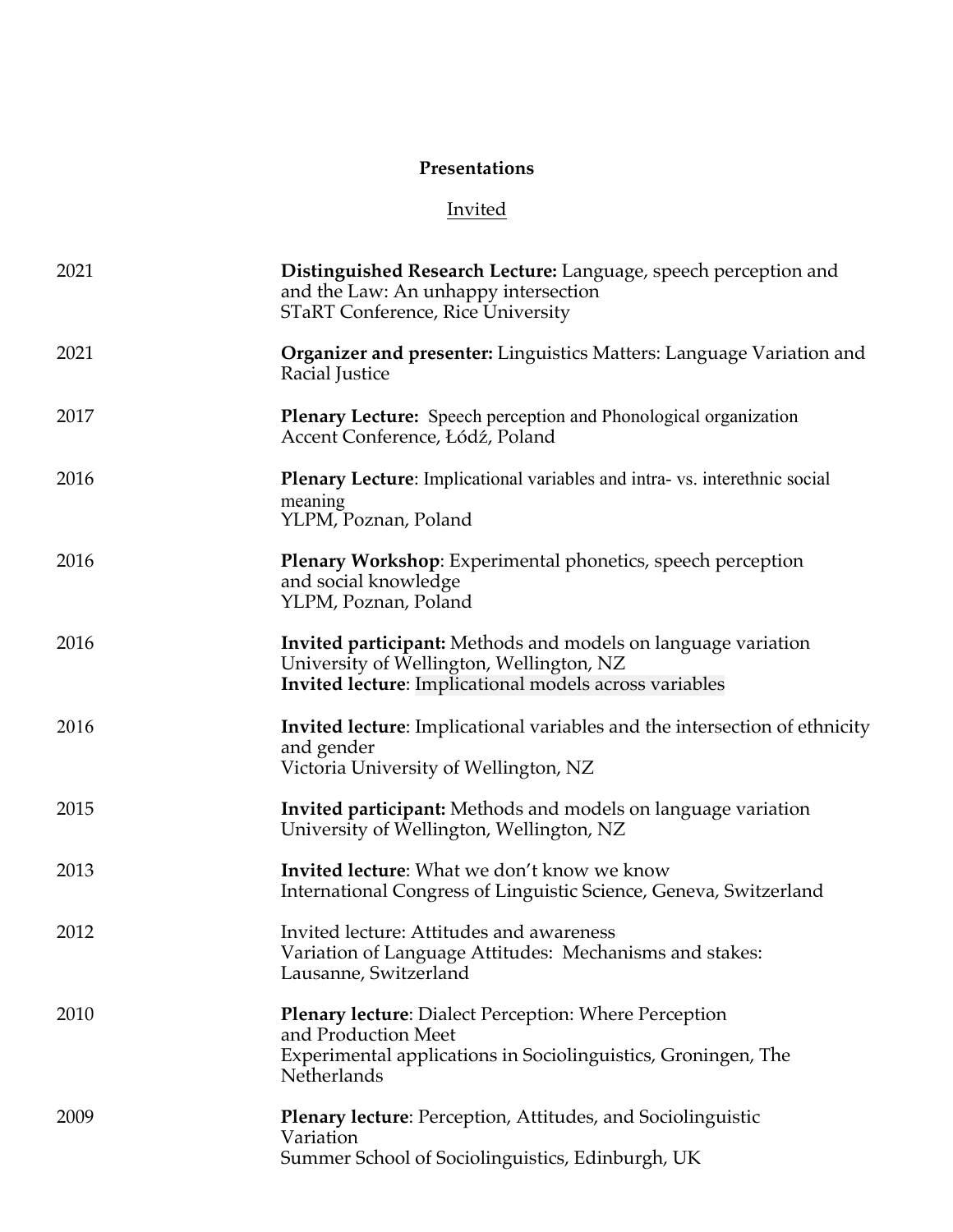**Presentations**

Invited

| | |
|---|---|
| 2021 | **Distinguished Research Lecture:** Language, speech perception and and the Law: An unhappy intersection<br>STaRT Conference, Rice University |
| 2021 | **Organizer and presenter:** Linguistics Matters: Language Variation and Racial Justice |
| 2017 | **Plenary Lecture:** Speech perception and Phonological organization<br>Accent Conference, Łódź, Poland |
| 2016 | **Plenary Lecture**: Implicational variables and intra- vs. interethnic social meaning<br>YLPM, Poznan, Poland |
| 2016 | **Plenary Workshop**: Experimental phonetics, speech perception and social knowledge<br>YLPM, Poznan, Poland |
| 2016 | **Invited participant:** Methods and models on language variation<br>University of Wellington, Wellington, NZ<br>**Invited lecture**: Implicational models across variables |
| 2016 | **Invited lecture**: Implicational variables and the intersection of ethnicity and gender<br>Victoria University of Wellington, NZ |
| 2015 | **Invited participant:** Methods and models on language variation<br>University of Wellington, Wellington, NZ |
| 2013 | **Invited lecture**: What we don't know we know<br>International Congress of Linguistic Science, Geneva, Switzerland |
| 2012 | Invited lecture: Attitudes and awareness<br>Variation of Language Attitudes: Mechanisms and stakes:<br>Lausanne, Switzerland |
| 2010 | **Plenary lecture**: Dialect Perception: Where Perception and Production Meet<br>Experimental applications in Sociolinguistics, Groningen, The Netherlands |
| 2009 | **Plenary lecture**: Perception, Attitudes, and Sociolinguistic Variation<br>Summer School of Sociolinguistics, Edinburgh, UK |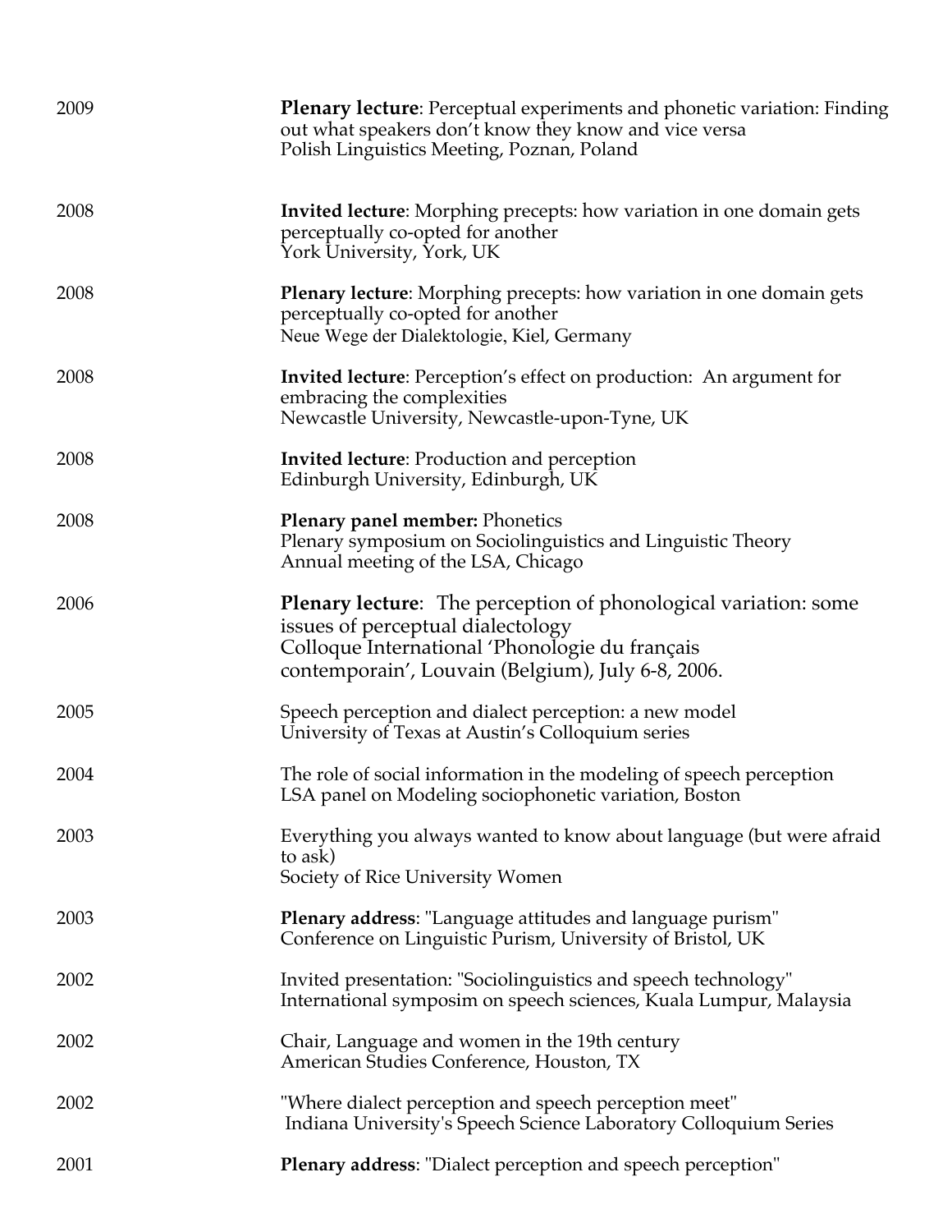2009 **Plenary lecture**: Perceptual experiments and phonetic variation: Finding out what speakers don't know they know and vice versa
Polish Linguistics Meeting, Poznan, Poland

2008 **Invited lecture**: Morphing precepts: how variation in one domain gets perceptually co-opted for another
York University, York, UK

2008 **Plenary lecture**: Morphing precepts: how variation in one domain gets perceptually co-opted for another
Neue Wege der Dialektologie, Kiel, Germany

2008 **Invited lecture**: Perception's effect on production: An argument for embracing the complexities
Newcastle University, Newcastle-upon-Tyne, UK

2008 **Invited lecture**: Production and perception
Edinburgh University, Edinburgh, UK

2008 **Plenary panel member:** Phonetics
Plenary symposium on Sociolinguistics and Linguistic Theory
Annual meeting of the LSA, Chicago

2006 **Plenary lecture**: The perception of phonological variation: some issues of perceptual dialectology
Colloque International 'Phonologie du français contemporain', Louvain (Belgium), July 6-8, 2006.

2005 Speech perception and dialect perception: a new model
University of Texas at Austin's Colloquium series

2004 The role of social information in the modeling of speech perception
LSA panel on Modeling sociophonetic variation, Boston

2003 Everything you always wanted to know about language (but were afraid to ask)
Society of Rice University Women

2003 **Plenary address**: "Language attitudes and language purism"
Conference on Linguistic Purism, University of Bristol, UK

2002 Invited presentation: "Sociolinguistics and speech technology"
International symposim on speech sciences, Kuala Lumpur, Malaysia

2002 Chair, Language and women in the 19th century
American Studies Conference, Houston, TX

2002 "Where dialect perception and speech perception meet"
Indiana University's Speech Science Laboratory Colloquium Series

2001 **Plenary address**: "Dialect perception and speech perception"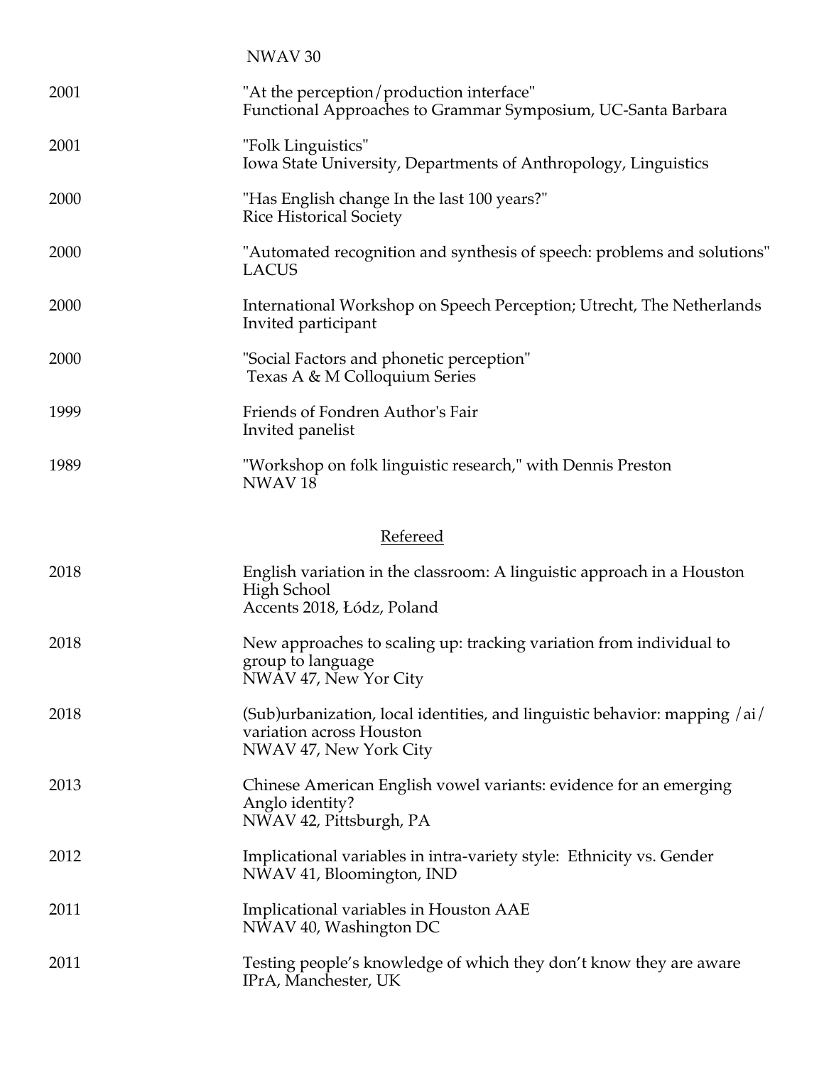NWAV 30

2001 "At the perception/production interface"
Functional Approaches to Grammar Symposium, UC-Santa Barbara

2001 "Folk Linguistics"
Iowa State University, Departments of Anthropology, Linguistics

2000 "Has English change In the last 100 years?"
Rice Historical Society

2000 "Automated recognition and synthesis of speech: problems and solutions"
LACUS

2000 International Workshop on Speech Perception; Utrecht, The Netherlands
Invited participant

2000 "Social Factors and phonetic perception"
Texas A & M Colloquium Series

1999 Friends of Fondren Author's Fair
Invited panelist

1989 "Workshop on folk linguistic research," with Dennis Preston
NWAV 18

Refereed

2018 English variation in the classroom: A linguistic approach in a Houston High School
Accents 2018, Łódz, Poland

2018 New approaches to scaling up: tracking variation from individual to group to language
NWAV 47, New Yor City

2018 (Sub)urbanization, local identities, and linguistic behavior: mapping /ai/ variation across Houston
NWAV 47, New York City

2013 Chinese American English vowel variants: evidence for an emerging Anglo identity?
NWAV 42, Pittsburgh, PA

2012 Implicational variables in intra-variety style: Ethnicity vs. Gender
NWAV 41, Bloomington, IND

2011 Implicational variables in Houston AAE
NWAV 40, Washington DC

2011 Testing people's knowledge of which they don't know they are aware
IPrA, Manchester, UK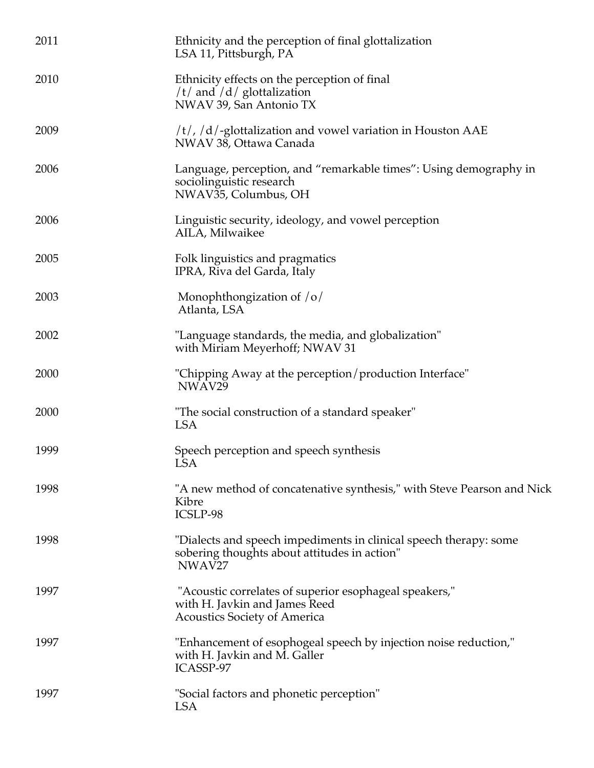2011 Ethnicity and the perception of final glottalization
LSA 11, Pittsburgh, PA

2010 Ethnicity effects on the perception of final /t/ and /d/ glottalization
NWAV 39, San Antonio TX

2009 /t/, /d/-glottalization and vowel variation in Houston AAE
NWAV 38, Ottawa Canada

2006 Language, perception, and "remarkable times": Using demography in sociolinguistic research
NWAV35, Columbus, OH

2006 Linguistic security, ideology, and vowel perception
AILA, Milwaikee

2005 Folk linguistics and pragmatics
IPRA, Riva del Garda, Italy

2003 Monophthongization of /o/
Atlanta, LSA

2002 "Language standards, the media, and globalization"
with Miriam Meyerhoff; NWAV 31

2000 "Chipping Away at the perception/production Interface"
NWAV29

2000 "The social construction of a standard speaker"
LSA

1999 Speech perception and speech synthesis
LSA

1998 "A new method of concatenative synthesis," with Steve Pearson and Nick Kibre
ICSLP-98

1998 "Dialects and speech impediments in clinical speech therapy: some sobering thoughts about attitudes in action"
NWAV27

1997 "Acoustic correlates of superior esophageal speakers,"
with H. Javkin and James Reed
Acoustics Society of America

1997 "Enhancement of esophogeal speech by injection noise reduction,"
with H. Javkin and M. Galler
ICASSP-97

1997 "Social factors and phonetic perception"
LSA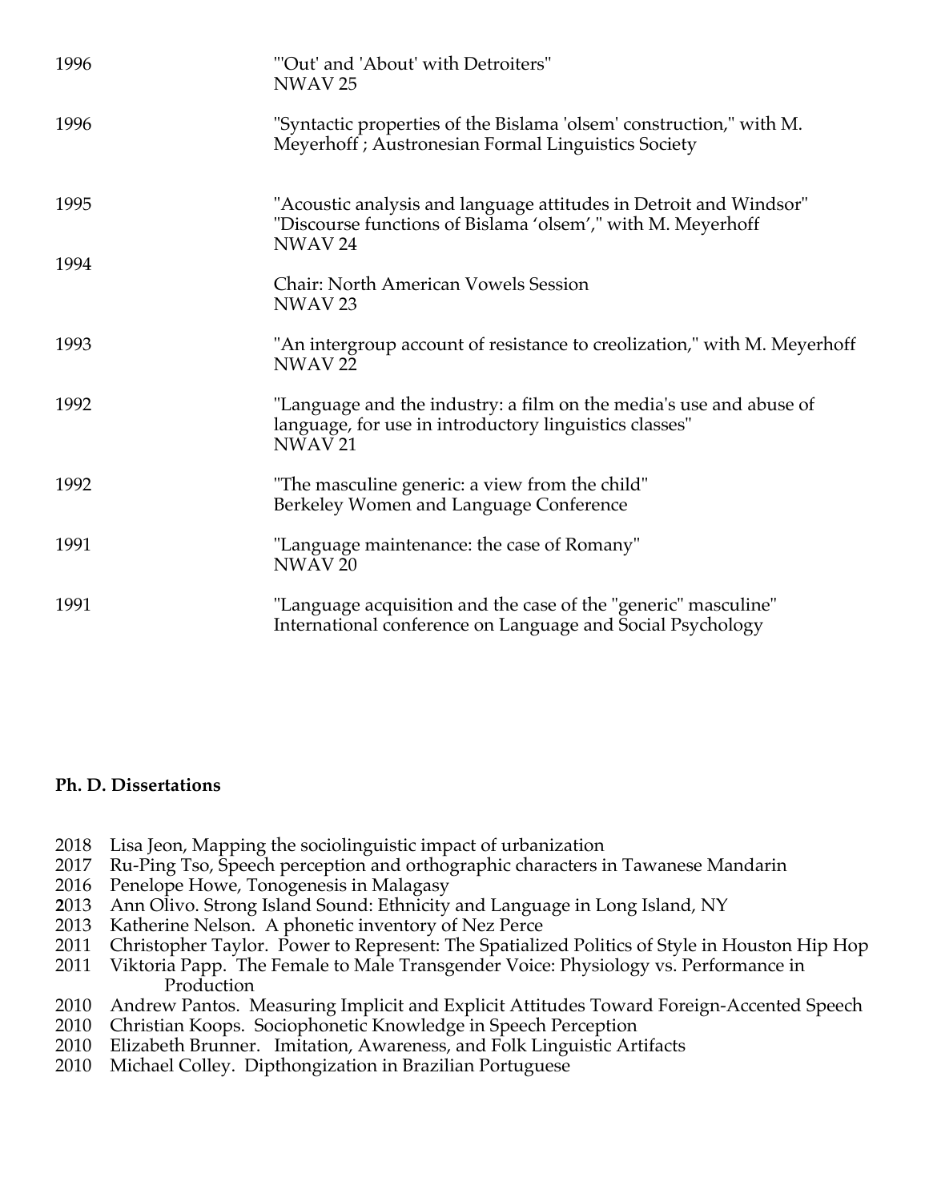1996 "'Out' and 'About' with Detroiters"
NWAV 25

1996 "Syntactic properties of the Bislama 'olsem' construction," with M. Meyerhoff ; Austronesian Formal Linguistics Society

1995 "Acoustic analysis and language attitudes in Detroit and Windsor"
"Discourse functions of Bislama 'olsem'," with M. Meyerhoff
NWAV 24

1994 Chair: North American Vowels Session
NWAV 23

1993 "An intergroup account of resistance to creolization," with M. Meyerhoff
NWAV 22

1992 "Language and the industry: a film on the media's use and abuse of language, for use in introductory linguistics classes"
NWAV 21

1992 "The masculine generic: a view from the child"
Berkeley Women and Language Conference

1991 "Language maintenance: the case of Romany"
NWAV 20

1991 "Language acquisition and the case of the "generic" masculine"
International conference on Language and Social Psychology

**Ph. D. Dissertations**

2018 Lisa Jeon, Mapping the sociolinguistic impact of urbanization
2017 Ru-Ping Tso, Speech perception and orthographic characters in Tawanese Mandarin
2016 Penelope Howe, Tonogenesis in Malagasy
2013 Ann Olivo. Strong Island Sound: Ethnicity and Language in Long Island, NY
2013 Katherine Nelson. A phonetic inventory of Nez Perce
2011 Christopher Taylor. Power to Represent: The Spatialized Politics of Style in Houston Hip Hop
2011 Viktoria Papp. The Female to Male Transgender Voice: Physiology vs. Performance in Production
2010 Andrew Pantos. Measuring Implicit and Explicit Attitudes Toward Foreign-Accented Speech
2010 Christian Koops. Sociophonetic Knowledge in Speech Perception
2010 Elizabeth Brunner. Imitation, Awareness, and Folk Linguistic Artifacts
2010 Michael Colley. Dipthongization in Brazilian Portuguese